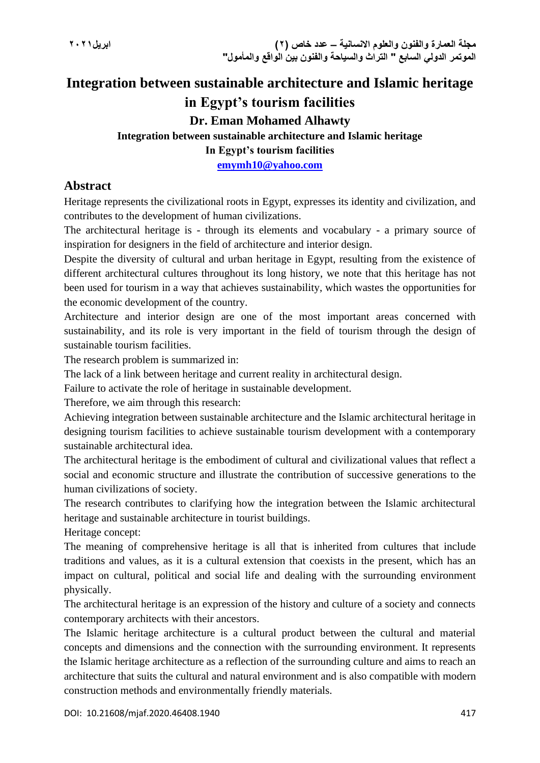# Integration between sustainable architecture and Islamic heritage in Egypt's tourism facilities

**Dr. Eman Mohamed Alhawty**

**Integration between sustainable architecture and Islamic heritage**
**In Egypt's tourism facilities**
**emymh10@yahoo.com**

## Abstract

Heritage represents the civilizational roots in Egypt, expresses its identity and civilization, and contributes to the development of human civilizations.

The architectural heritage is - through its elements and vocabulary - a primary source of inspiration for designers in the field of architecture and interior design.

Despite the diversity of cultural and urban heritage in Egypt, resulting from the existence of different architectural cultures throughout its long history, we note that this heritage has not been used for tourism in a way that achieves sustainability, which wastes the opportunities for the economic development of the country.

Architecture and interior design are one of the most important areas concerned with sustainability, and its role is very important in the field of tourism through the design of sustainable tourism facilities.

The research problem is summarized in:

The lack of a link between heritage and current reality in architectural design.

Failure to activate the role of heritage in sustainable development.

Therefore, we aim through this research:

Achieving integration between sustainable architecture and the Islamic architectural heritage in designing tourism facilities to achieve sustainable tourism development with a contemporary sustainable architectural idea.

The architectural heritage is the embodiment of cultural and civilizational values that reflect a social and economic structure and illustrate the contribution of successive generations to the human civilizations of society.

The research contributes to clarifying how the integration between the Islamic architectural heritage and sustainable architecture in tourist buildings.

Heritage concept:

The meaning of comprehensive heritage is all that is inherited from cultures that include traditions and values, as it is a cultural extension that coexists in the present, which has an impact on cultural, political and social life and dealing with the surrounding environment physically.

The architectural heritage is an expression of the history and culture of a society and connects contemporary architects with their ancestors.

The Islamic heritage architecture is a cultural product between the cultural and material concepts and dimensions and the connection with the surrounding environment. It represents the Islamic heritage architecture as a reflection of the surrounding culture and aims to reach an architecture that suits the cultural and natural environment and is also compatible with modern construction methods and environmentally friendly materials.

DOI: 10.21608/mjaf.2020.46408.1940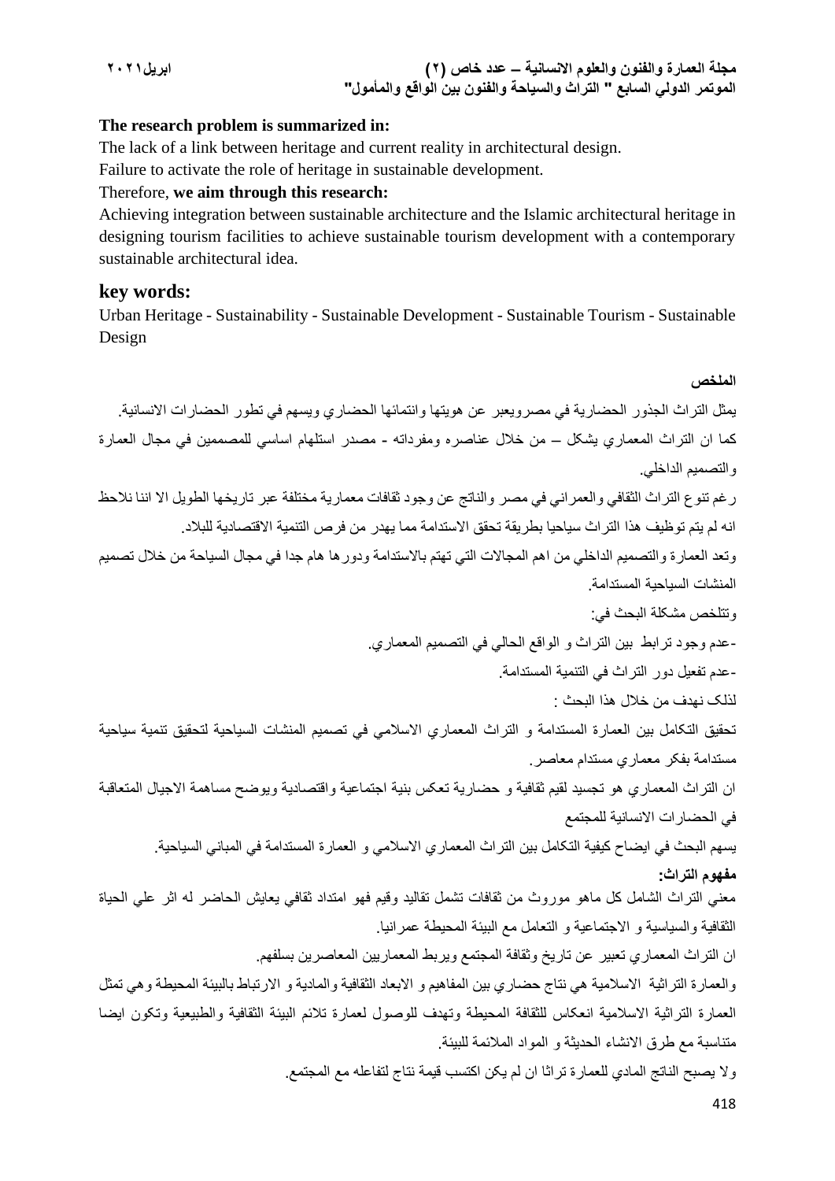**The research problem is summarized in:**

The lack of a link between heritage and current reality in architectural design.

Failure to activate the role of heritage in sustainable development.

Therefore, **we aim through this research:**

Achieving integration between sustainable architecture and the Islamic architectural heritage in designing tourism facilities to achieve sustainable tourism development with a contemporary sustainable architectural idea.

## key words:

Urban Heritage - Sustainability - Sustainable Development - Sustainable Tourism - Sustainable Design

**الملخص**

يمثل التراث الجذور الحضارية في مصرويعبر عن هويتها وانتمائها الحضاري ويسهم في تطور الحضارات الانسانية.

كما ان التراث المعماري يشكل – من خلال عناصره ومفرداته - مصدر استلهام اساسي للمصممين في مجال العمارة والتصميم الداخلي.

رغم تنوع التراث الثقافي والعمراني في مصر والناتج عن وجود ثقافات معمارية مختلفة عبر تاريخها الطويل الا اننا نلاحظ انه لم يتم توظيف هذا التراث سياحيا بطريقة تحقق الاستدامة مما يهدر من فرص التنمية الاقتصادية للبلاد.

وتعد العمارة والتصميم الداخلي من اهم المجالات التي تهتم بالاستدامة ودورها هام جدا في مجال السياحة من خلال تصميم المنشات السياحية المستدامة.

وتتلخص مشكلة البحث في:

-عدم وجود ترابط بين التراث و الواقع الحالي في التصميم المعماري.

-عدم تفعيل دور التراث في التنمية المستدامة.

لذلك نهدف من خلال هذا البحث :

تحقيق التكامل بين العمارة المستدامة و التراث المعماري الاسلامي في تصميم المنشات السياحية لتحقيق تنمية سياحية مستدامة بفكر معماري مستدام معاصر.

ان التراث المعماري هو تجسيد لقيم ثقافية و حضارية تعكس بنية اجتماعية واقتصادية ويوضح مساهمة الاجيال المتعاقبة في الحضارات الانسانية للمجتمع

يسهم البحث في ايضاح كيفية التكامل بين التراث المعماري الاسلامي و العمارة المستدامة في المباني السياحية.

**مفهوم التراث:**

معني التراث الشامل كل ماهو موروث من ثقافات تشمل تقاليد وقيم فهو امتداد ثقافي يعايش الحاضر له اثر علي الحياة الثقافية والسياسية و الاجتماعية و التعامل مع البيئة المحيطة عمرانيا.

ان التراث المعماري تعبير عن تاريخ وثقافة المجتمع ويربط المعماريين المعاصرين بسلفهم.

والعمارة التراثية الاسلامية هي نتاج حضاري بين المفاهيم و الابعاد الثقافية والمادية و الارتباط بالبيئة المحيطة وهي تمثل العمارة التراثية الاسلامية انعكاس للثقافة المحيطة وتهدف للوصول لعمارة تلائم البيئة الثقافية والطبيعية وتكون ايضا متناسبة مع طرق الانشاء الحديثة و المواد الملائمة للبيئة.

ولا يصبح الناتج المادي للعمارة تراثا ان لم يكن اكتسب قيمة نتاج لتفاعله مع المجتمع.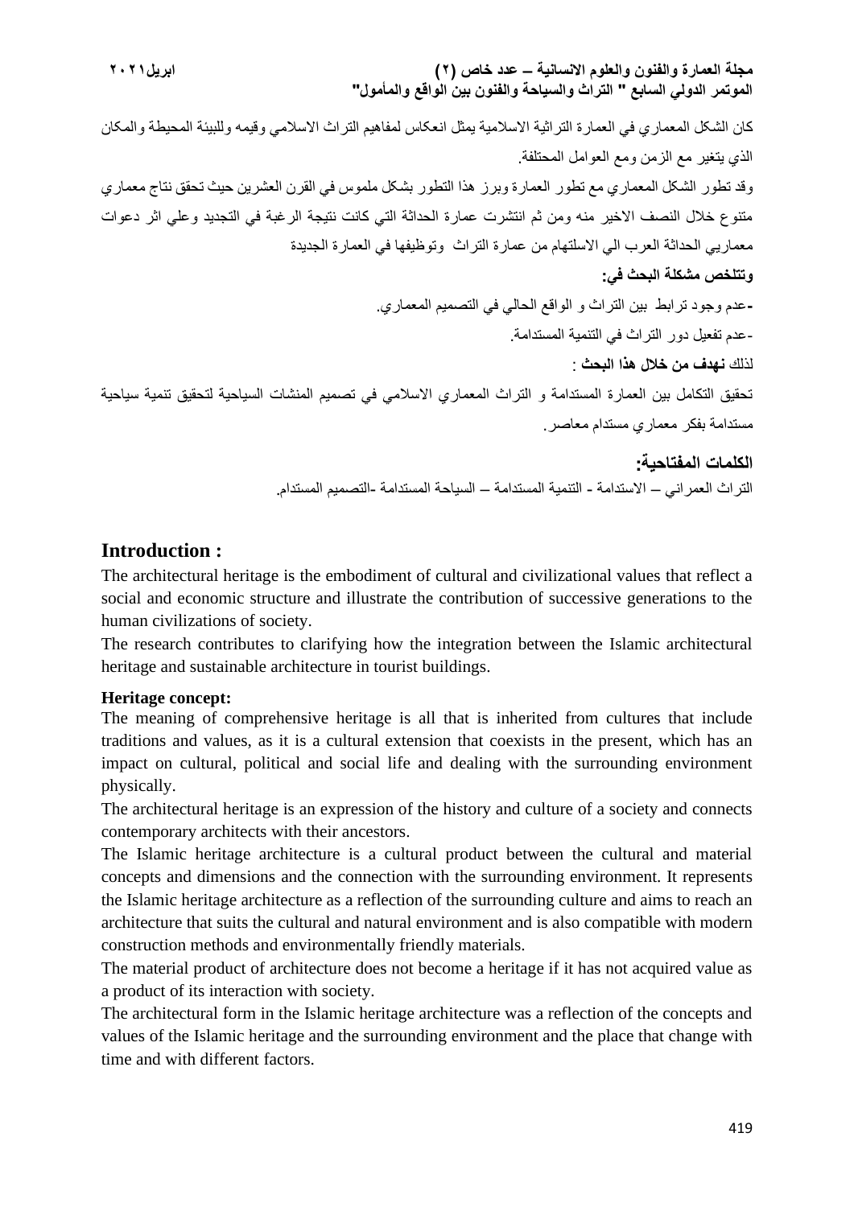كان الشكل المعماري في العمارة التراثية الاسلامية يمثل انعكاس لمفاهيم التراث الاسلامي وقيمه وللبيئة المحيطة والمكان الذي يتغير مع الزمن ومع العوامل المختلفة.

وقد تطور الشكل المعماري مع تطور العمارة وبرز هذا التطور بشكل ملموس في القرن العشرين حيث تحقق نتاج معماري متنوع خلال النصف الاخير منه ومن ثم انتشرت عمارة الحداثة التي كانت نتيجة الرغبة في التجديد وعلي اثر دعوات معماريي الحداثة العرب الي الاسلتهام من عمارة التراث وتوظيفها في العمارة الجديدة

**وتتلخص مشكلة البحث في:**

-عدم وجود ترابط بين التراث و الواقع الحالي في التصميم المعماري.

-عدم تفعيل دور التراث في التنمية المستدامة.

لذلك **نهدف من خلال هذا البحث** :

تحقيق التكامل بين العمارة المستدامة و التراث المعماري الاسلامي في تصميم المنشات السياحية لتحقيق تنمية سياحية مستدامة بفكر معماري مستدام معاصر.

**الكلمات المفتاحية:**

التراث العمراني – الاستدامة - التنمية المستدامة – السياحة المستدامة -التصميم المستدام.

## Introduction :

The architectural heritage is the embodiment of cultural and civilizational values that reflect a social and economic structure and illustrate the contribution of successive generations to the human civilizations of society.

The research contributes to clarifying how the integration between the Islamic architectural heritage and sustainable architecture in tourist buildings.

**Heritage concept:**

The meaning of comprehensive heritage is all that is inherited from cultures that include traditions and values, as it is a cultural extension that coexists in the present, which has an impact on cultural, political and social life and dealing with the surrounding environment physically.

The architectural heritage is an expression of the history and culture of a society and connects contemporary architects with their ancestors.

The Islamic heritage architecture is a cultural product between the cultural and material concepts and dimensions and the connection with the surrounding environment. It represents the Islamic heritage architecture as a reflection of the surrounding culture and aims to reach an architecture that suits the cultural and natural environment and is also compatible with modern construction methods and environmentally friendly materials.

The material product of architecture does not become a heritage if it has not acquired value as a product of its interaction with society.

The architectural form in the Islamic heritage architecture was a reflection of the concepts and values of the Islamic heritage and the surrounding environment and the place that change with time and with different factors.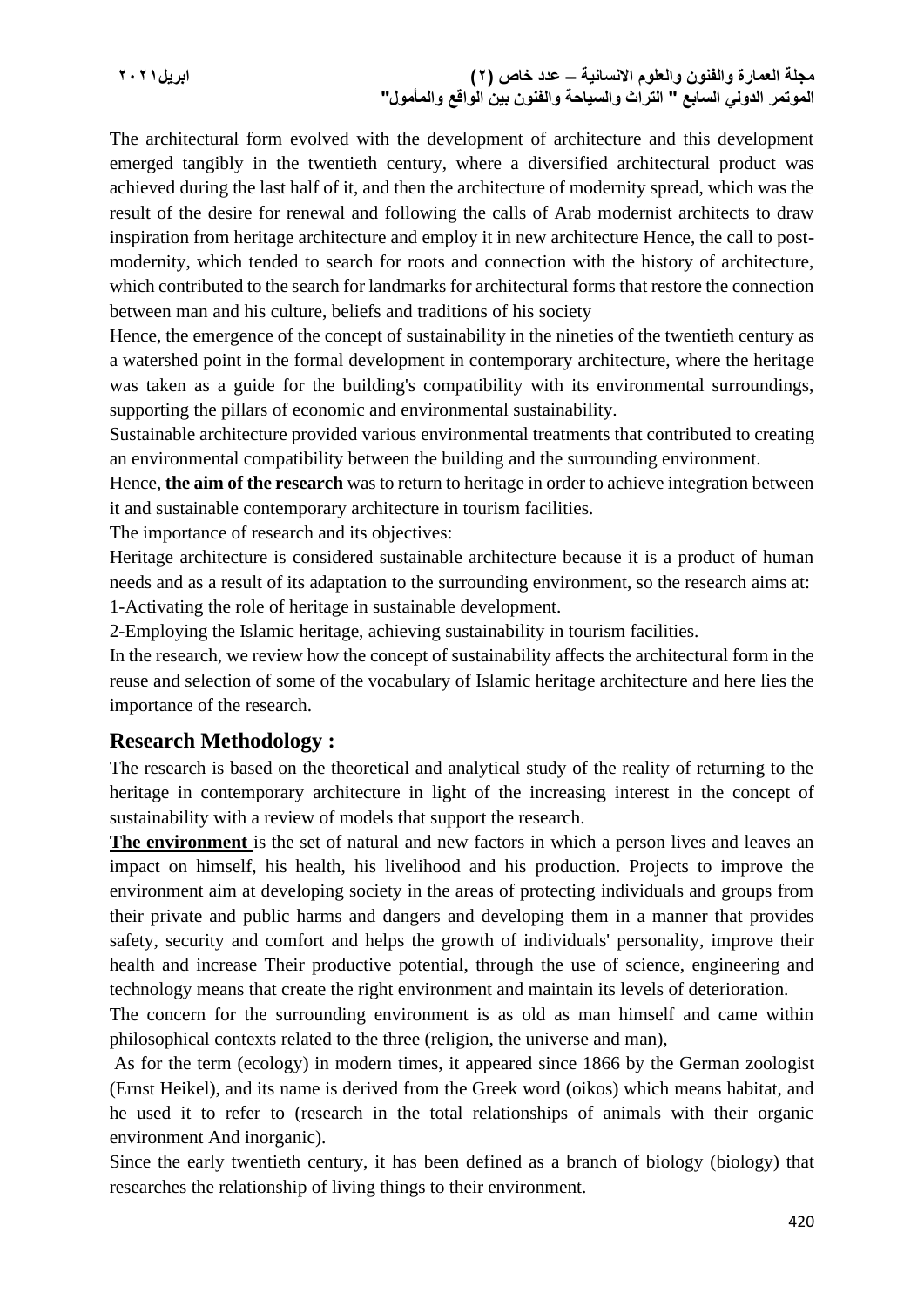The architectural form evolved with the development of architecture and this development emerged tangibly in the twentieth century, where a diversified architectural product was achieved during the last half of it, and then the architecture of modernity spread, which was the result of the desire for renewal and following the calls of Arab modernist architects to draw inspiration from heritage architecture and employ it in new architecture Hence, the call to post-modernity, which tended to search for roots and connection with the history of architecture, which contributed to the search for landmarks for architectural forms that restore the connection between man and his culture, beliefs and traditions of his society

Hence, the emergence of the concept of sustainability in the nineties of the twentieth century as a watershed point in the formal development in contemporary architecture, where the heritage was taken as a guide for the building's compatibility with its environmental surroundings, supporting the pillars of economic and environmental sustainability.

Sustainable architecture provided various environmental treatments that contributed to creating an environmental compatibility between the building and the surrounding environment.

Hence, **the aim of the research** was to return to heritage in order to achieve integration between it and sustainable contemporary architecture in tourism facilities.

The importance of research and its objectives:

Heritage architecture is considered sustainable architecture because it is a product of human needs and as a result of its adaptation to the surrounding environment, so the research aims at:

1-Activating the role of heritage in sustainable development.

2-Employing the Islamic heritage, achieving sustainability in tourism facilities.

In the research, we review how the concept of sustainability affects the architectural form in the reuse and selection of some of the vocabulary of Islamic heritage architecture and here lies the importance of the research.

## Research Methodology :

The research is based on the theoretical and analytical study of the reality of returning to the heritage in contemporary architecture in light of the increasing interest in the concept of sustainability with a review of models that support the research.

**The environment** is the set of natural and new factors in which a person lives and leaves an impact on himself, his health, his livelihood and his production. Projects to improve the environment aim at developing society in the areas of protecting individuals and groups from their private and public harms and dangers and developing them in a manner that provides safety, security and comfort and helps the growth of individuals' personality, improve their health and increase Their productive potential, through the use of science, engineering and technology means that create the right environment and maintain its levels of deterioration.

The concern for the surrounding environment is as old as man himself and came within philosophical contexts related to the three (religion, the universe and man),

As for the term (ecology) in modern times, it appeared since 1866 by the German zoologist (Ernst Heikel), and its name is derived from the Greek word (oikos) which means habitat, and he used it to refer to (research in the total relationships of animals with their organic environment And inorganic).

Since the early twentieth century, it has been defined as a branch of biology (biology) that researches the relationship of living things to their environment.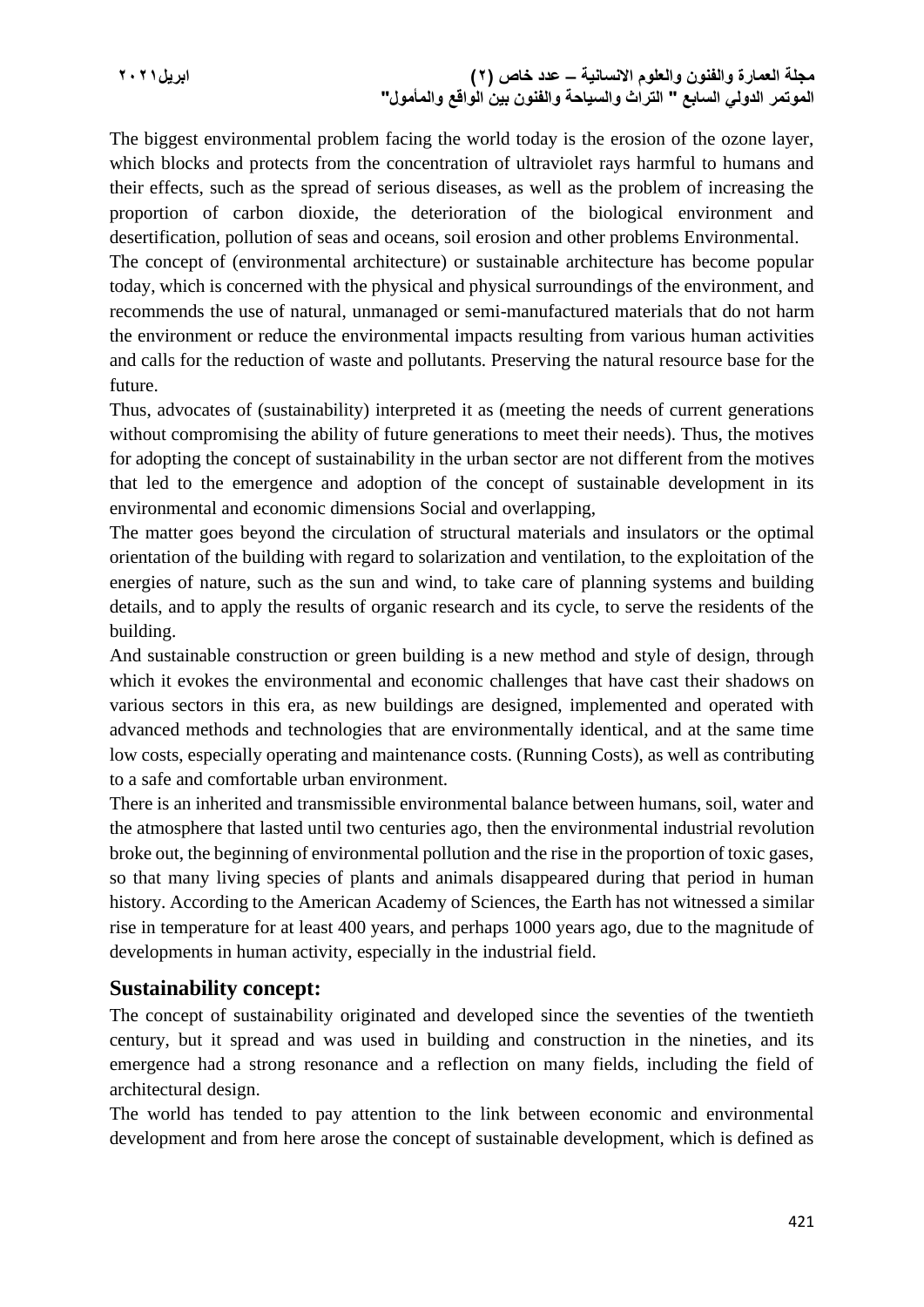The biggest environmental problem facing the world today is the erosion of the ozone layer, which blocks and protects from the concentration of ultraviolet rays harmful to humans and their effects, such as the spread of serious diseases, as well as the problem of increasing the proportion of carbon dioxide, the deterioration of the biological environment and desertification, pollution of seas and oceans, soil erosion and other problems Environmental.

The concept of (environmental architecture) or sustainable architecture has become popular today, which is concerned with the physical and physical surroundings of the environment, and recommends the use of natural, unmanaged or semi-manufactured materials that do not harm the environment or reduce the environmental impacts resulting from various human activities and calls for the reduction of waste and pollutants. Preserving the natural resource base for the future.

Thus, advocates of (sustainability) interpreted it as (meeting the needs of current generations without compromising the ability of future generations to meet their needs). Thus, the motives for adopting the concept of sustainability in the urban sector are not different from the motives that led to the emergence and adoption of the concept of sustainable development in its environmental and economic dimensions Social and overlapping,

The matter goes beyond the circulation of structural materials and insulators or the optimal orientation of the building with regard to solarization and ventilation, to the exploitation of the energies of nature, such as the sun and wind, to take care of planning systems and building details, and to apply the results of organic research and its cycle, to serve the residents of the building.

And sustainable construction or green building is a new method and style of design, through which it evokes the environmental and economic challenges that have cast their shadows on various sectors in this era, as new buildings are designed, implemented and operated with advanced methods and technologies that are environmentally identical, and at the same time low costs, especially operating and maintenance costs. (Running Costs), as well as contributing to a safe and comfortable urban environment.

There is an inherited and transmissible environmental balance between humans, soil, water and the atmosphere that lasted until two centuries ago, then the environmental industrial revolution broke out, the beginning of environmental pollution and the rise in the proportion of toxic gases, so that many living species of plants and animals disappeared during that period in human history. According to the American Academy of Sciences, the Earth has not witnessed a similar rise in temperature for at least 400 years, and perhaps 1000 years ago, due to the magnitude of developments in human activity, especially in the industrial field.

## Sustainability concept:

The concept of sustainability originated and developed since the seventies of the twentieth century, but it spread and was used in building and construction in the nineties, and its emergence had a strong resonance and a reflection on many fields, including the field of architectural design.

The world has tended to pay attention to the link between economic and environmental development and from here arose the concept of sustainable development, which is defined as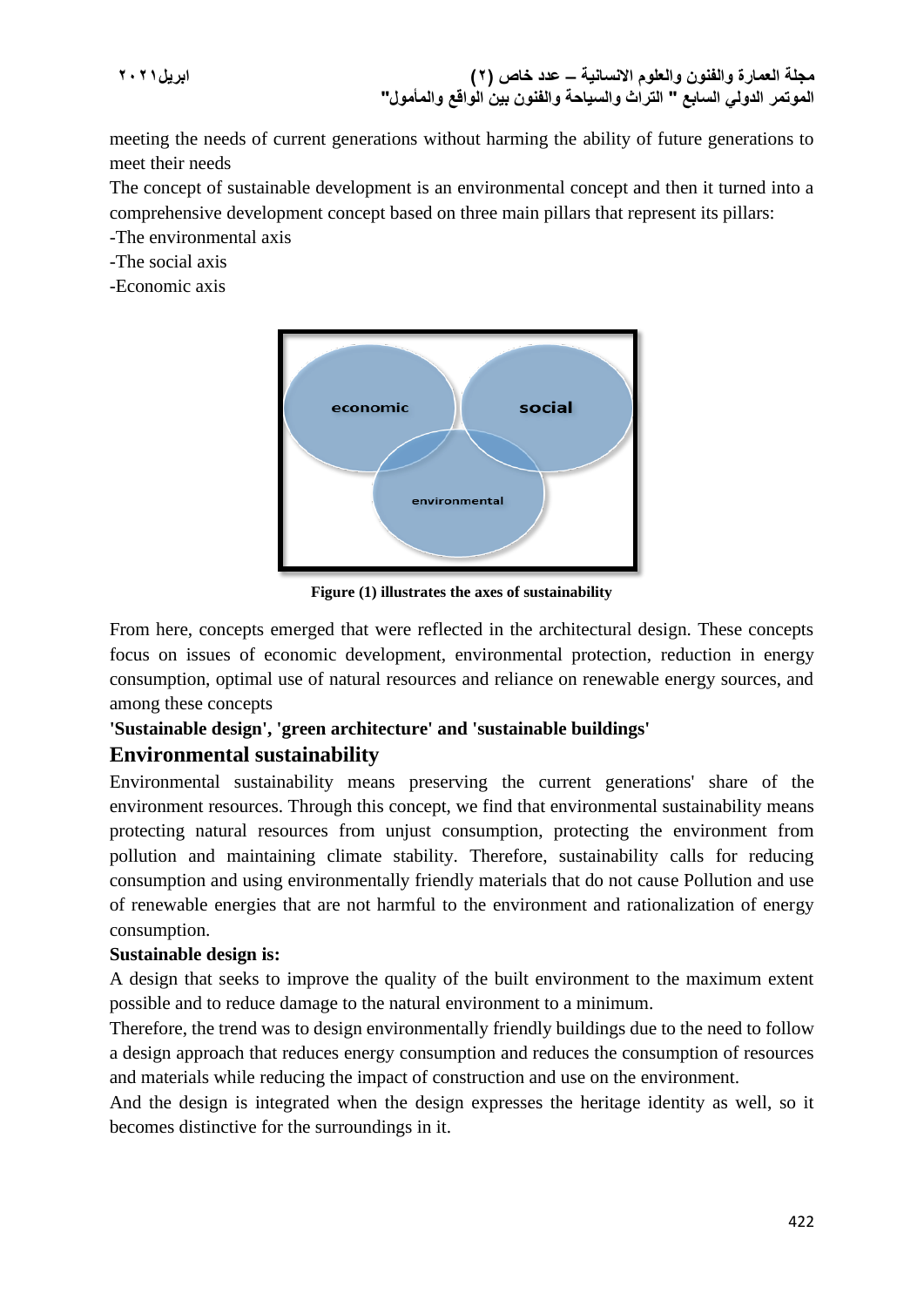meeting the needs of current generations without harming the ability of future generations to meet their needs

The concept of sustainable development is an environmental concept and then it turned into a comprehensive development concept based on three main pillars that represent its pillars:

-The environmental axis

-The social axis

-Economic axis

**Figure (1) illustrates the axes of sustainability**

From here, concepts emerged that were reflected in the architectural design. These concepts focus on issues of economic development, environmental protection, reduction in energy consumption, optimal use of natural resources and reliance on renewable energy sources, and among these concepts

**'Sustainable design', 'green architecture' and 'sustainable buildings'**

## Environmental sustainability

Environmental sustainability means preserving the current generations' share of the environment resources. Through this concept, we find that environmental sustainability means protecting natural resources from unjust consumption, protecting the environment from pollution and maintaining climate stability. Therefore, sustainability calls for reducing consumption and using environmentally friendly materials that do not cause Pollution and use of renewable energies that are not harmful to the environment and rationalization of energy consumption.

**Sustainable design is:**

A design that seeks to improve the quality of the built environment to the maximum extent possible and to reduce damage to the natural environment to a minimum.

Therefore, the trend was to design environmentally friendly buildings due to the need to follow a design approach that reduces energy consumption and reduces the consumption of resources and materials while reducing the impact of construction and use on the environment.

And the design is integrated when the design expresses the heritage identity as well, so it becomes distinctive for the surroundings in it.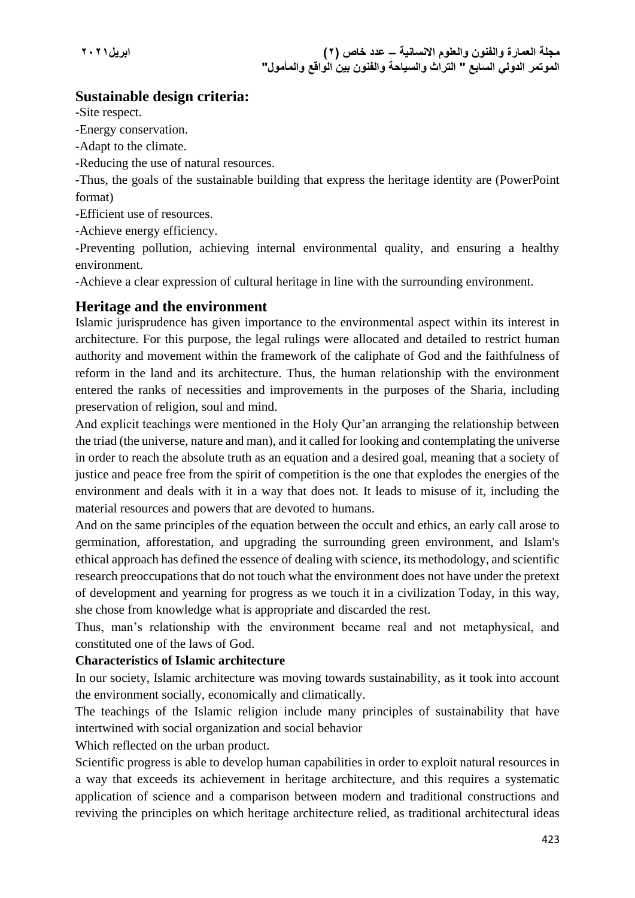## Sustainable design criteria:

-Site respect.

-Energy conservation.

-Adapt to the climate.

-Reducing the use of natural resources.

-Thus, the goals of the sustainable building that express the heritage identity are (PowerPoint format)

-Efficient use of resources.

-Achieve energy efficiency.

-Preventing pollution, achieving internal environmental quality, and ensuring a healthy environment.

-Achieve a clear expression of cultural heritage in line with the surrounding environment.

## Heritage and the environment

Islamic jurisprudence has given importance to the environmental aspect within its interest in architecture. For this purpose, the legal rulings were allocated and detailed to restrict human authority and movement within the framework of the caliphate of God and the faithfulness of reform in the land and its architecture. Thus, the human relationship with the environment entered the ranks of necessities and improvements in the purposes of the Sharia, including preservation of religion, soul and mind.

And explicit teachings were mentioned in the Holy Qur'an arranging the relationship between the triad (the universe, nature and man), and it called for looking and contemplating the universe in order to reach the absolute truth as an equation and a desired goal, meaning that a society of justice and peace free from the spirit of competition is the one that explodes the energies of the environment and deals with it in a way that does not. It leads to misuse of it, including the material resources and powers that are devoted to humans.

And on the same principles of the equation between the occult and ethics, an early call arose to germination, afforestation, and upgrading the surrounding green environment, and Islam's ethical approach has defined the essence of dealing with science, its methodology, and scientific research preoccupations that do not touch what the environment does not have under the pretext of development and yearning for progress as we touch it in a civilization Today, in this way, she chose from knowledge what is appropriate and discarded the rest.

Thus, man's relationship with the environment became real and not metaphysical, and constituted one of the laws of God.

**Characteristics of Islamic architecture**

In our society, Islamic architecture was moving towards sustainability, as it took into account the environment socially, economically and climatically.

The teachings of the Islamic religion include many principles of sustainability that have intertwined with social organization and social behavior

Which reflected on the urban product.

Scientific progress is able to develop human capabilities in order to exploit natural resources in a way that exceeds its achievement in heritage architecture, and this requires a systematic application of science and a comparison between modern and traditional constructions and reviving the principles on which heritage architecture relied, as traditional architectural ideas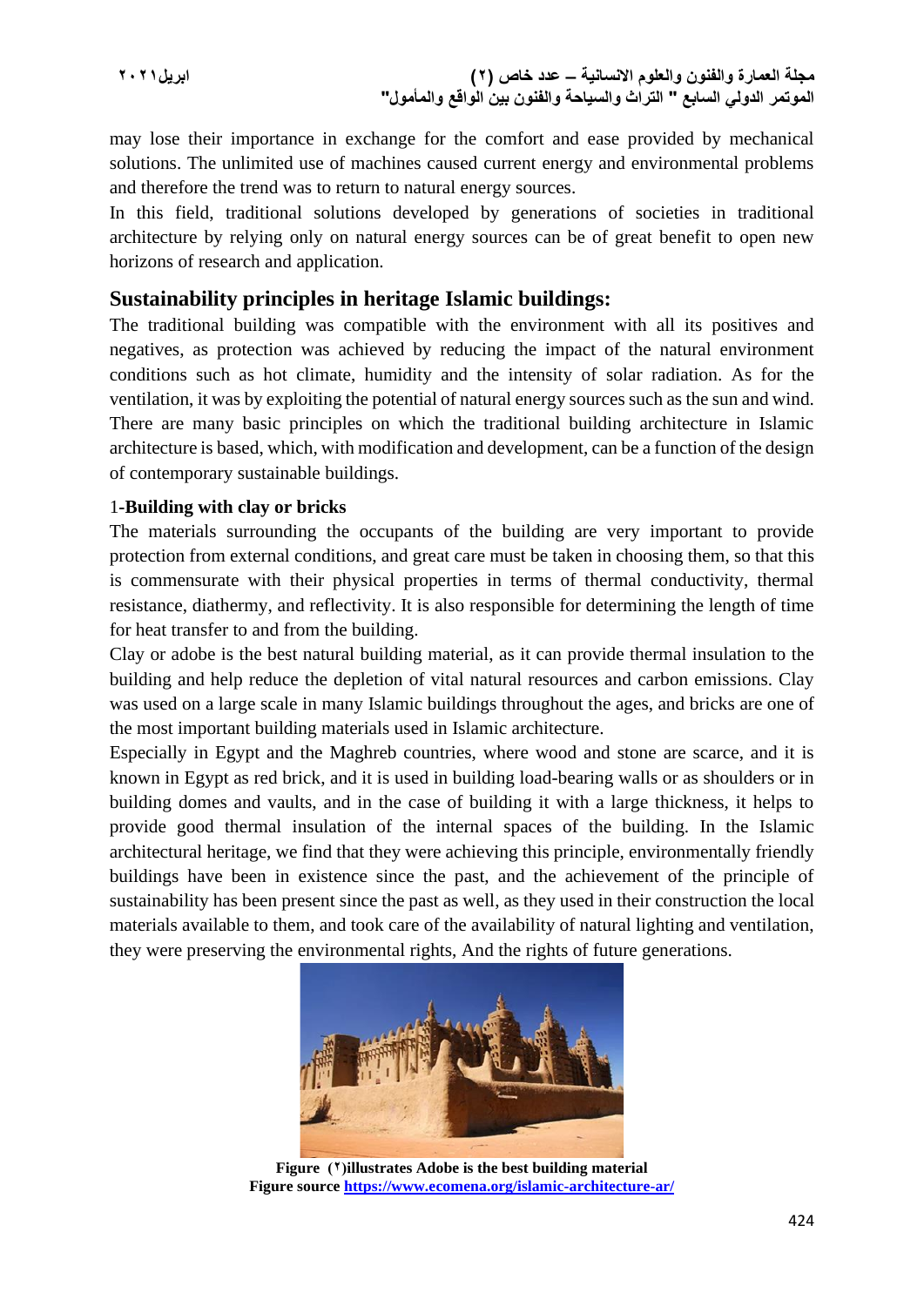may lose their importance in exchange for the comfort and ease provided by mechanical solutions. The unlimited use of machines caused current energy and environmental problems and therefore the trend was to return to natural energy sources.

In this field, traditional solutions developed by generations of societies in traditional architecture by relying only on natural energy sources can be of great benefit to open new horizons of research and application.

## Sustainability principles in heritage Islamic buildings:

The traditional building was compatible with the environment with all its positives and negatives, as protection was achieved by reducing the impact of the natural environment conditions such as hot climate, humidity and the intensity of solar radiation. As for the ventilation, it was by exploiting the potential of natural energy sources such as the sun and wind. There are many basic principles on which the traditional building architecture in Islamic architecture is based, which, with modification and development, can be a function of the design of contemporary sustainable buildings.

### 1-**Building with clay or bricks**

The materials surrounding the occupants of the building are very important to provide protection from external conditions, and great care must be taken in choosing them, so that this is commensurate with their physical properties in terms of thermal conductivity, thermal resistance, diathermy, and reflectivity. It is also responsible for determining the length of time for heat transfer to and from the building.

Clay or adobe is the best natural building material, as it can provide thermal insulation to the building and help reduce the depletion of vital natural resources and carbon emissions. Clay was used on a large scale in many Islamic buildings throughout the ages, and bricks are one of the most important building materials used in Islamic architecture.

Especially in Egypt and the Maghreb countries, where wood and stone are scarce, and it is known in Egypt as red brick, and it is used in building load-bearing walls or as shoulders or in building domes and vaults, and in the case of building it with a large thickness, it helps to provide good thermal insulation of the internal spaces of the building. In the Islamic architectural heritage, we find that they were achieving this principle, environmentally friendly buildings have been in existence since the past, and the achievement of the principle of sustainability has been present since the past as well, as they used in their construction the local materials available to them, and took care of the availability of natural lighting and ventilation, they were preserving the environmental rights, And the rights of future generations.

**Figure (٢)illustrates Adobe is the best building material**
**Figure source https://www.ecomena.org/islamic-architecture-ar/**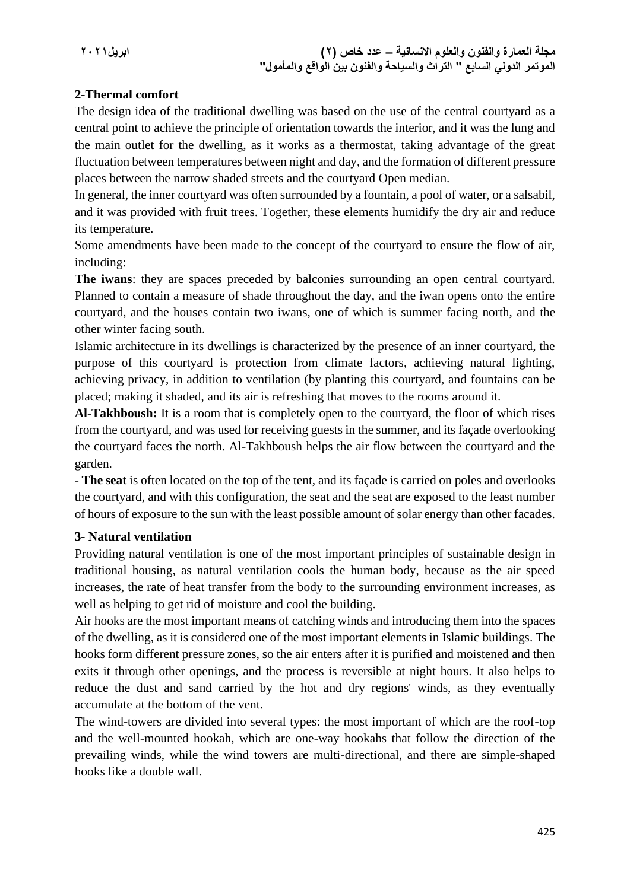## 2-Thermal comfort

The design idea of the traditional dwelling was based on the use of the central courtyard as a central point to achieve the principle of orientation towards the interior, and it was the lung and the main outlet for the dwelling, as it works as a thermostat, taking advantage of the great fluctuation between temperatures between night and day, and the formation of different pressure places between the narrow shaded streets and the courtyard Open median.

In general, the inner courtyard was often surrounded by a fountain, a pool of water, or a salsabil, and it was provided with fruit trees. Together, these elements humidify the dry air and reduce its temperature.

Some amendments have been made to the concept of the courtyard to ensure the flow of air, including:

**The iwans**: they are spaces preceded by balconies surrounding an open central courtyard. Planned to contain a measure of shade throughout the day, and the iwan opens onto the entire courtyard, and the houses contain two iwans, one of which is summer facing north, and the other winter facing south.

Islamic architecture in its dwellings is characterized by the presence of an inner courtyard, the purpose of this courtyard is protection from climate factors, achieving natural lighting, achieving privacy, in addition to ventilation (by planting this courtyard, and fountains can be placed; making it shaded, and its air is refreshing that moves to the rooms around it.

**Al-Takhboush:** It is a room that is completely open to the courtyard, the floor of which rises from the courtyard, and was used for receiving guests in the summer, and its façade overlooking the courtyard faces the north. Al-Takhboush helps the air flow between the courtyard and the garden.

- **The seat** is often located on the top of the tent, and its façade is carried on poles and overlooks the courtyard, and with this configuration, the seat and the seat are exposed to the least number of hours of exposure to the sun with the least possible amount of solar energy than other facades.

## 3- Natural ventilation

Providing natural ventilation is one of the most important principles of sustainable design in traditional housing, as natural ventilation cools the human body, because as the air speed increases, the rate of heat transfer from the body to the surrounding environment increases, as well as helping to get rid of moisture and cool the building.

Air hooks are the most important means of catching winds and introducing them into the spaces of the dwelling, as it is considered one of the most important elements in Islamic buildings. The hooks form different pressure zones, so the air enters after it is purified and moistened and then exits it through other openings, and the process is reversible at night hours. It also helps to reduce the dust and sand carried by the hot and dry regions' winds, as they eventually accumulate at the bottom of the vent.

The wind-towers are divided into several types: the most important of which are the roof-top and the well-mounted hookah, which are one-way hookahs that follow the direction of the prevailing winds, while the wind towers are multi-directional, and there are simple-shaped hooks like a double wall.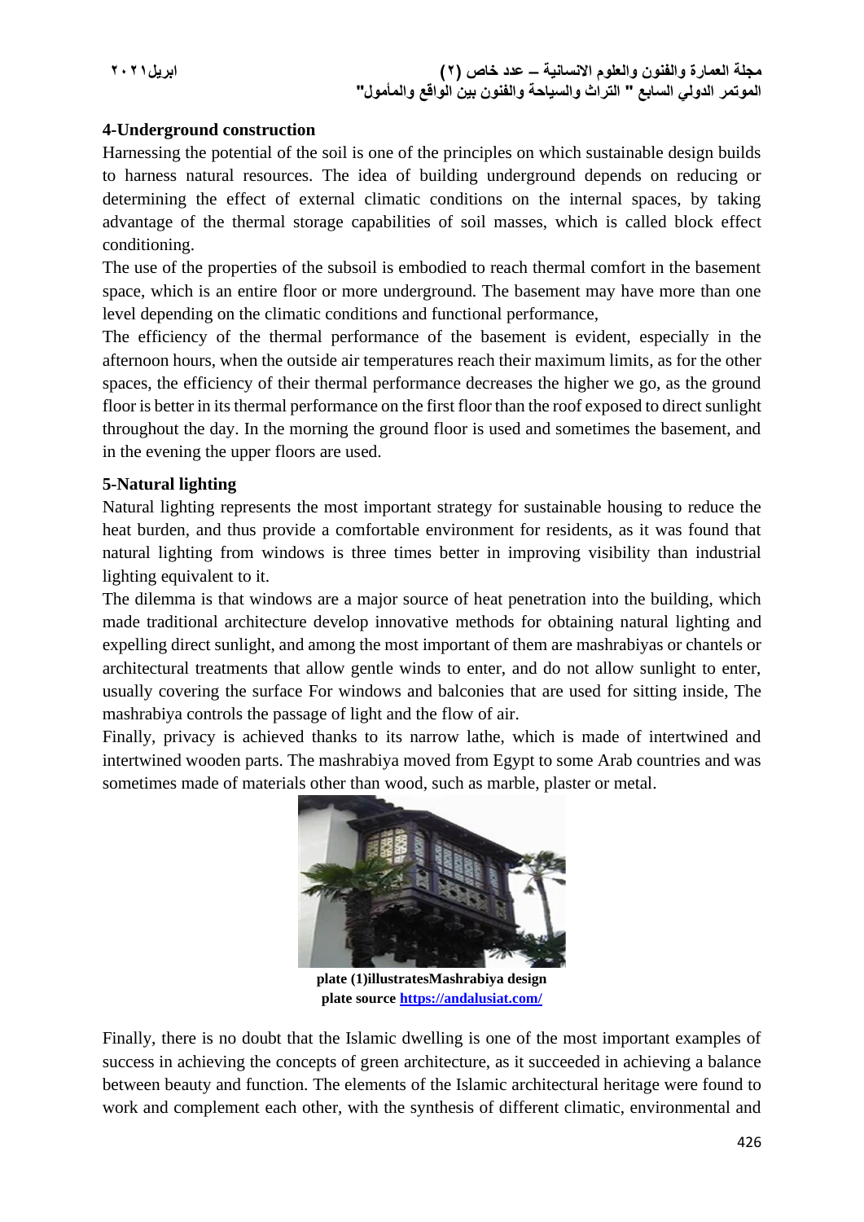**4-Underground construction**

Harnessing the potential of the soil is one of the principles on which sustainable design builds to harness natural resources. The idea of building underground depends on reducing or determining the effect of external climatic conditions on the internal spaces, by taking advantage of the thermal storage capabilities of soil masses, which is called block effect conditioning.

The use of the properties of the subsoil is embodied to reach thermal comfort in the basement space, which is an entire floor or more underground. The basement may have more than one level depending on the climatic conditions and functional performance,

The efficiency of the thermal performance of the basement is evident, especially in the afternoon hours, when the outside air temperatures reach their maximum limits, as for the other spaces, the efficiency of their thermal performance decreases the higher we go, as the ground floor is better in its thermal performance on the first floor than the roof exposed to direct sunlight throughout the day. In the morning the ground floor is used and sometimes the basement, and in the evening the upper floors are used.

**5-Natural lighting**

Natural lighting represents the most important strategy for sustainable housing to reduce the heat burden, and thus provide a comfortable environment for residents, as it was found that natural lighting from windows is three times better in improving visibility than industrial lighting equivalent to it.

The dilemma is that windows are a major source of heat penetration into the building, which made traditional architecture develop innovative methods for obtaining natural lighting and expelling direct sunlight, and among the most important of them are mashrabiyas or chantels or architectural treatments that allow gentle winds to enter, and do not allow sunlight to enter, usually covering the surface For windows and balconies that are used for sitting inside, The mashrabiya controls the passage of light and the flow of air.

Finally, privacy is achieved thanks to its narrow lathe, which is made of intertwined and intertwined wooden parts. The mashrabiya moved from Egypt to some Arab countries and was sometimes made of materials other than wood, such as marble, plaster or metal.

**plate (1)illustratesMashrabiya design**
**plate source https://andalusiat.com/**

Finally, there is no doubt that the Islamic dwelling is one of the most important examples of success in achieving the concepts of green architecture, as it succeeded in achieving a balance between beauty and function. The elements of the Islamic architectural heritage were found to work and complement each other, with the synthesis of different climatic, environmental and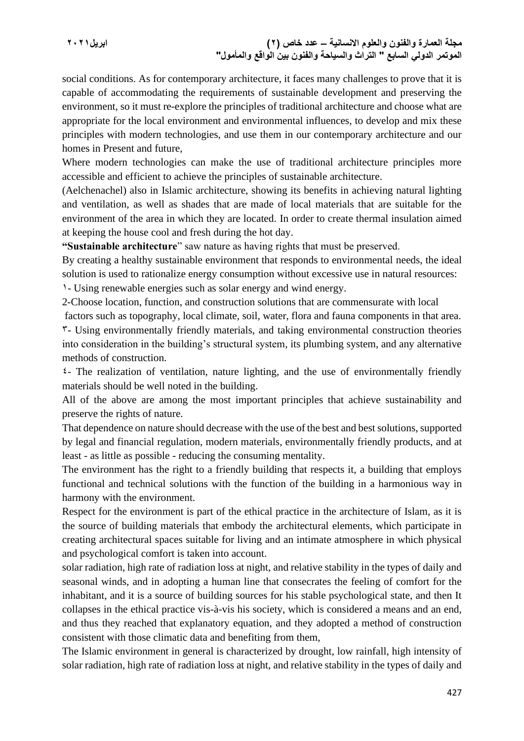social conditions. As for contemporary architecture, it faces many challenges to prove that it is capable of accommodating the requirements of sustainable development and preserving the environment, so it must re-explore the principles of traditional architecture and choose what are appropriate for the local environment and environmental influences, to develop and mix these principles with modern technologies, and use them in our contemporary architecture and our homes in Present and future,

Where modern technologies can make the use of traditional architecture principles more accessible and efficient to achieve the principles of sustainable architecture.

(Aelchenachel) also in Islamic architecture, showing its benefits in achieving natural lighting and ventilation, as well as shades that are made of local materials that are suitable for the environment of the area in which they are located. In order to create thermal insulation aimed at keeping the house cool and fresh during the hot day.

**“Sustainable architecture**” saw nature as having rights that must be preserved.

By creating a healthy sustainable environment that responds to environmental needs, the ideal solution is used to rationalize energy consumption without excessive use in natural resources:

١- Using renewable energies such as solar energy and wind energy.

2-Choose location, function, and construction solutions that are commensurate with local factors such as topography, local climate, soil, water, flora and fauna components in that area.

٣- Using environmentally friendly materials, and taking environmental construction theories into consideration in the building’s structural system, its plumbing system, and any alternative methods of construction.

٤- The realization of ventilation, nature lighting, and the use of environmentally friendly materials should be well noted in the building.

All of the above are among the most important principles that achieve sustainability and preserve the rights of nature.

That dependence on nature should decrease with the use of the best and best solutions, supported by legal and financial regulation, modern materials, environmentally friendly products, and at least - as little as possible - reducing the consuming mentality.

The environment has the right to a friendly building that respects it, a building that employs functional and technical solutions with the function of the building in a harmonious way in harmony with the environment.

Respect for the environment is part of the ethical practice in the architecture of Islam, as it is the source of building materials that embody the architectural elements, which participate in creating architectural spaces suitable for living and an intimate atmosphere in which physical and psychological comfort is taken into account.

solar radiation, high rate of radiation loss at night, and relative stability in the types of daily and seasonal winds, and in adopting a human line that consecrates the feeling of comfort for the inhabitant, and it is a source of building sources for his stable psychological state, and then It collapses in the ethical practice vis-à-vis his society, which is considered a means and an end, and thus they reached that explanatory equation, and they adopted a method of construction consistent with those climatic data and benefiting from them,

The Islamic environment in general is characterized by drought, low rainfall, high intensity of solar radiation, high rate of radiation loss at night, and relative stability in the types of daily and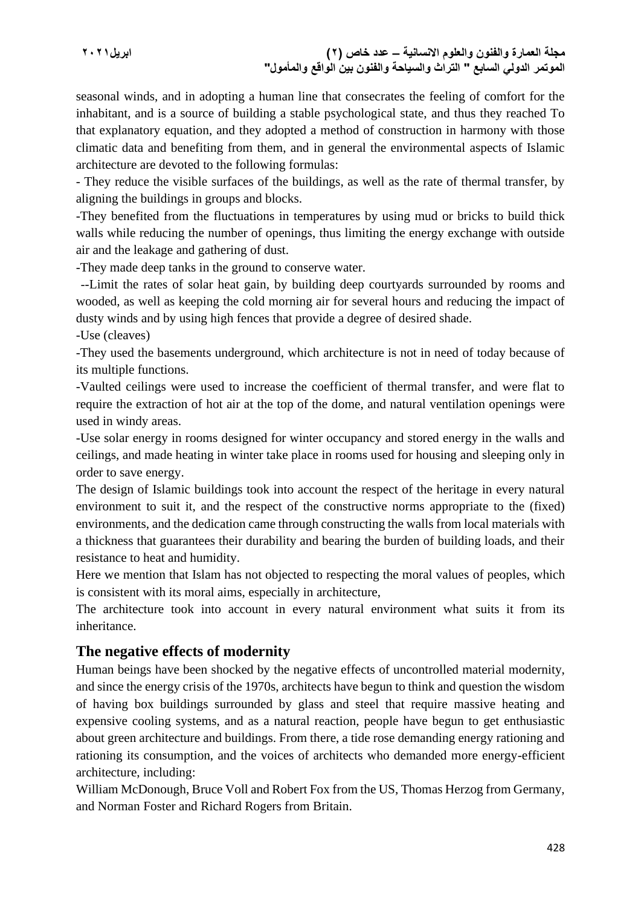seasonal winds, and in adopting a human line that consecrates the feeling of comfort for the inhabitant, and is a source of building a stable psychological state, and thus they reached To that explanatory equation, and they adopted a method of construction in harmony with those climatic data and benefiting from them, and in general the environmental aspects of Islamic architecture are devoted to the following formulas:

- They reduce the visible surfaces of the buildings, as well as the rate of thermal transfer, by aligning the buildings in groups and blocks.

-They benefited from the fluctuations in temperatures by using mud or bricks to build thick walls while reducing the number of openings, thus limiting the energy exchange with outside air and the leakage and gathering of dust.

-They made deep tanks in the ground to conserve water.

--Limit the rates of solar heat gain, by building deep courtyards surrounded by rooms and wooded, as well as keeping the cold morning air for several hours and reducing the impact of dusty winds and by using high fences that provide a degree of desired shade.

-Use (cleaves)

-They used the basements underground, which architecture is not in need of today because of its multiple functions.

-Vaulted ceilings were used to increase the coefficient of thermal transfer, and were flat to require the extraction of hot air at the top of the dome, and natural ventilation openings were used in windy areas.

-Use solar energy in rooms designed for winter occupancy and stored energy in the walls and ceilings, and made heating in winter take place in rooms used for housing and sleeping only in order to save energy.

The design of Islamic buildings took into account the respect of the heritage in every natural environment to suit it, and the respect of the constructive norms appropriate to the (fixed) environments, and the dedication came through constructing the walls from local materials with a thickness that guarantees their durability and bearing the burden of building loads, and their resistance to heat and humidity.

Here we mention that Islam has not objected to respecting the moral values of peoples, which is consistent with its moral aims, especially in architecture,

The architecture took into account in every natural environment what suits it from its inheritance.

## The negative effects of modernity

Human beings have been shocked by the negative effects of uncontrolled material modernity, and since the energy crisis of the 1970s, architects have begun to think and question the wisdom of having box buildings surrounded by glass and steel that require massive heating and expensive cooling systems, and as a natural reaction, people have begun to get enthusiastic about green architecture and buildings. From there, a tide rose demanding energy rationing and rationing its consumption, and the voices of architects who demanded more energy-efficient architecture, including:

William McDonough, Bruce Voll and Robert Fox from the US, Thomas Herzog from Germany, and Norman Foster and Richard Rogers from Britain.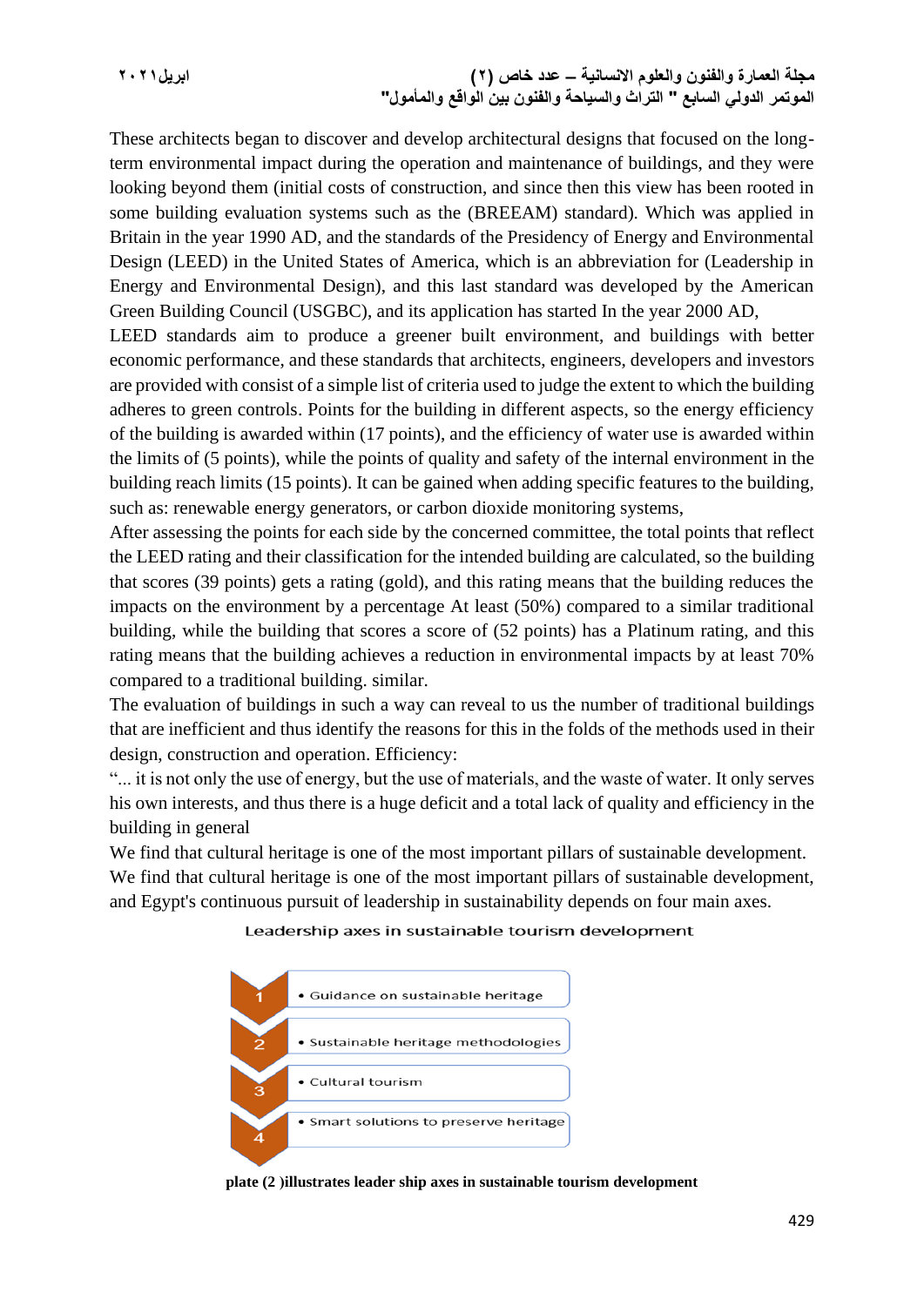These architects began to discover and develop architectural designs that focused on the long-term environmental impact during the operation and maintenance of buildings, and they were looking beyond them (initial costs of construction, and since then this view has been rooted in some building evaluation systems such as the (BREEAM) standard). Which was applied in Britain in the year 1990 AD, and the standards of the Presidency of Energy and Environmental Design (LEED) in the United States of America, which is an abbreviation for (Leadership in Energy and Environmental Design), and this last standard was developed by the American Green Building Council (USGBC), and its application has started In the year 2000 AD,

LEED standards aim to produce a greener built environment, and buildings with better economic performance, and these standards that architects, engineers, developers and investors are provided with consist of a simple list of criteria used to judge the extent to which the building adheres to green controls. Points for the building in different aspects, so the energy efficiency of the building is awarded within (17 points), and the efficiency of water use is awarded within the limits of (5 points), while the points of quality and safety of the internal environment in the building reach limits (15 points). It can be gained when adding specific features to the building, such as: renewable energy generators, or carbon dioxide monitoring systems,

After assessing the points for each side by the concerned committee, the total points that reflect the LEED rating and their classification for the intended building are calculated, so the building that scores (39 points) gets a rating (gold), and this rating means that the building reduces the impacts on the environment by a percentage At least (50%) compared to a similar traditional building, while the building that scores a score of (52 points) has a Platinum rating, and this rating means that the building achieves a reduction in environmental impacts by at least 70% compared to a traditional building. similar.

The evaluation of buildings in such a way can reveal to us the number of traditional buildings that are inefficient and thus identify the reasons for this in the folds of the methods used in their design, construction and operation. Efficiency:

"... it is not only the use of energy, but the use of materials, and the waste of water. It only serves his own interests, and thus there is a huge deficit and a total lack of quality and efficiency in the building in general

We find that cultural heritage is one of the most important pillars of sustainable development.
We find that cultural heritage is one of the most important pillars of sustainable development, and Egypt's continuous pursuit of leadership in sustainability depends on four main axes.

Leadership axes in sustainable tourism development

1. Guidance on sustainable heritage
2. Sustainable heritage methodologies
3. Cultural tourism
4. Smart solutions to preserve heritage

**plate (2 )illustrates leader ship axes in sustainable tourism development**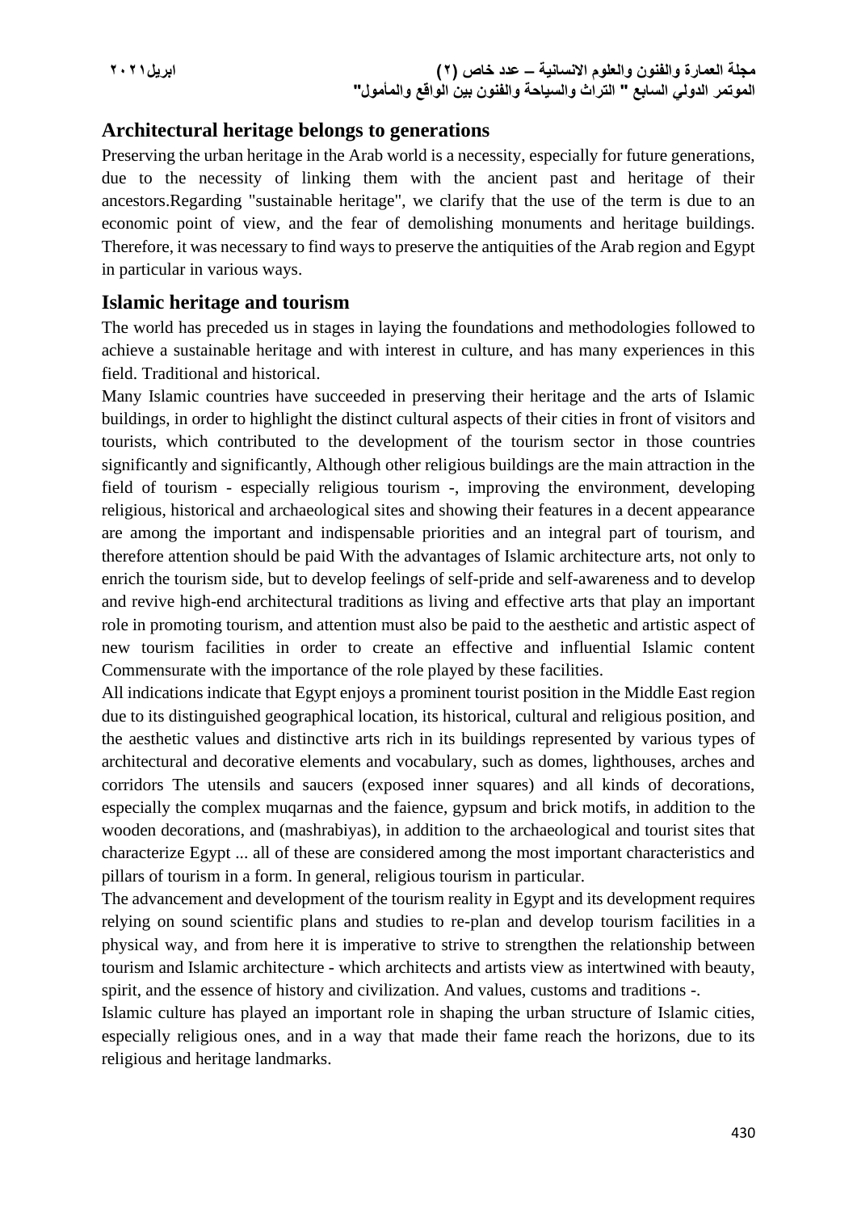## Architectural heritage belongs to generations

Preserving the urban heritage in the Arab world is a necessity, especially for future generations, due to the necessity of linking them with the ancient past and heritage of their ancestors.Regarding "sustainable heritage", we clarify that the use of the term is due to an economic point of view, and the fear of demolishing monuments and heritage buildings. Therefore, it was necessary to find ways to preserve the antiquities of the Arab region and Egypt in particular in various ways.

## Islamic heritage and tourism

The world has preceded us in stages in laying the foundations and methodologies followed to achieve a sustainable heritage and with interest in culture, and has many experiences in this field. Traditional and historical.

Many Islamic countries have succeeded in preserving their heritage and the arts of Islamic buildings, in order to highlight the distinct cultural aspects of their cities in front of visitors and tourists, which contributed to the development of the tourism sector in those countries significantly and significantly, Although other religious buildings are the main attraction in the field of tourism - especially religious tourism -, improving the environment, developing religious, historical and archaeological sites and showing their features in a decent appearance are among the important and indispensable priorities and an integral part of tourism, and therefore attention should be paid With the advantages of Islamic architecture arts, not only to enrich the tourism side, but to develop feelings of self-pride and self-awareness and to develop and revive high-end architectural traditions as living and effective arts that play an important role in promoting tourism, and attention must also be paid to the aesthetic and artistic aspect of new tourism facilities in order to create an effective and influential Islamic content Commensurate with the importance of the role played by these facilities.

All indications indicate that Egypt enjoys a prominent tourist position in the Middle East region due to its distinguished geographical location, its historical, cultural and religious position, and the aesthetic values and distinctive arts rich in its buildings represented by various types of architectural and decorative elements and vocabulary, such as domes, lighthouses, arches and corridors The utensils and saucers (exposed inner squares) and all kinds of decorations, especially the complex muqarnas and the faience, gypsum and brick motifs, in addition to the wooden decorations, and (mashrabiyas), in addition to the archaeological and tourist sites that characterize Egypt ... all of these are considered among the most important characteristics and pillars of tourism in a form. In general, religious tourism in particular.

The advancement and development of the tourism reality in Egypt and its development requires relying on sound scientific plans and studies to re-plan and develop tourism facilities in a physical way, and from here it is imperative to strive to strengthen the relationship between tourism and Islamic architecture - which architects and artists view as intertwined with beauty, spirit, and the essence of history and civilization. And values, customs and traditions -.

Islamic culture has played an important role in shaping the urban structure of Islamic cities, especially religious ones, and in a way that made their fame reach the horizons, due to its religious and heritage landmarks.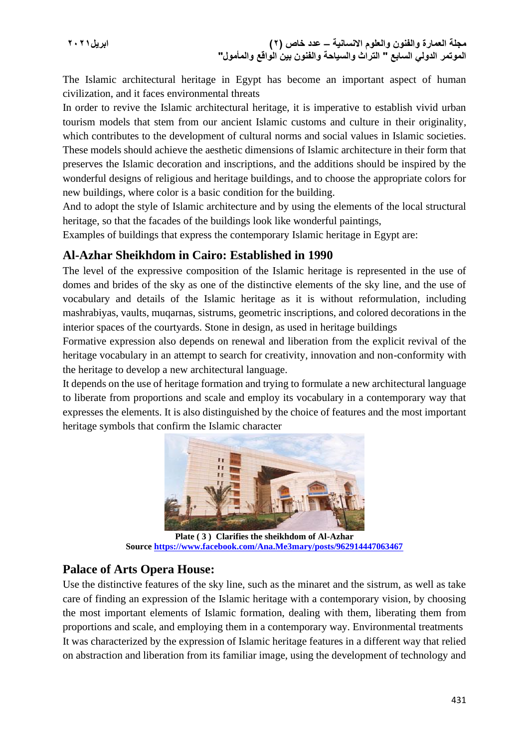The Islamic architectural heritage in Egypt has become an important aspect of human civilization, and it faces environmental threats

In order to revive the Islamic architectural heritage, it is imperative to establish vivid urban tourism models that stem from our ancient Islamic customs and culture in their originality, which contributes to the development of cultural norms and social values in Islamic societies. These models should achieve the aesthetic dimensions of Islamic architecture in their form that preserves the Islamic decoration and inscriptions, and the additions should be inspired by the wonderful designs of religious and heritage buildings, and to choose the appropriate colors for new buildings, where color is a basic condition for the building.

And to adopt the style of Islamic architecture and by using the elements of the local structural heritage, so that the facades of the buildings look like wonderful paintings,

Examples of buildings that express the contemporary Islamic heritage in Egypt are:

## Al-Azhar Sheikhdom in Cairo: Established in 1990

The level of the expressive composition of the Islamic heritage is represented in the use of domes and brides of the sky as one of the distinctive elements of the sky line, and the use of vocabulary and details of the Islamic heritage as it is without reformulation, including mashrabiyas, vaults, muqarnas, sistrums, geometric inscriptions, and colored decorations in the interior spaces of the courtyards. Stone in design, as used in heritage buildings

Formative expression also depends on renewal and liberation from the explicit revival of the heritage vocabulary in an attempt to search for creativity, innovation and non-conformity with the heritage to develop a new architectural language.

It depends on the use of heritage formation and trying to formulate a new architectural language to liberate from proportions and scale and employ its vocabulary in a contemporary way that expresses the elements. It is also distinguished by the choice of features and the most important heritage symbols that confirm the Islamic character

**Plate ( 3 ) Clarifies the sheikhdom of Al-Azhar**
**Source https://www.facebook.com/Ana.Me3mary/posts/962914447063467**

## Palace of Arts Opera House:

Use the distinctive features of the sky line, such as the minaret and the sistrum, as well as take care of finding an expression of the Islamic heritage with a contemporary vision, by choosing the most important elements of Islamic formation, dealing with them, liberating them from proportions and scale, and employing them in a contemporary way. Environmental treatments

It was characterized by the expression of Islamic heritage features in a different way that relied on abstraction and liberation from its familiar image, using the development of technology and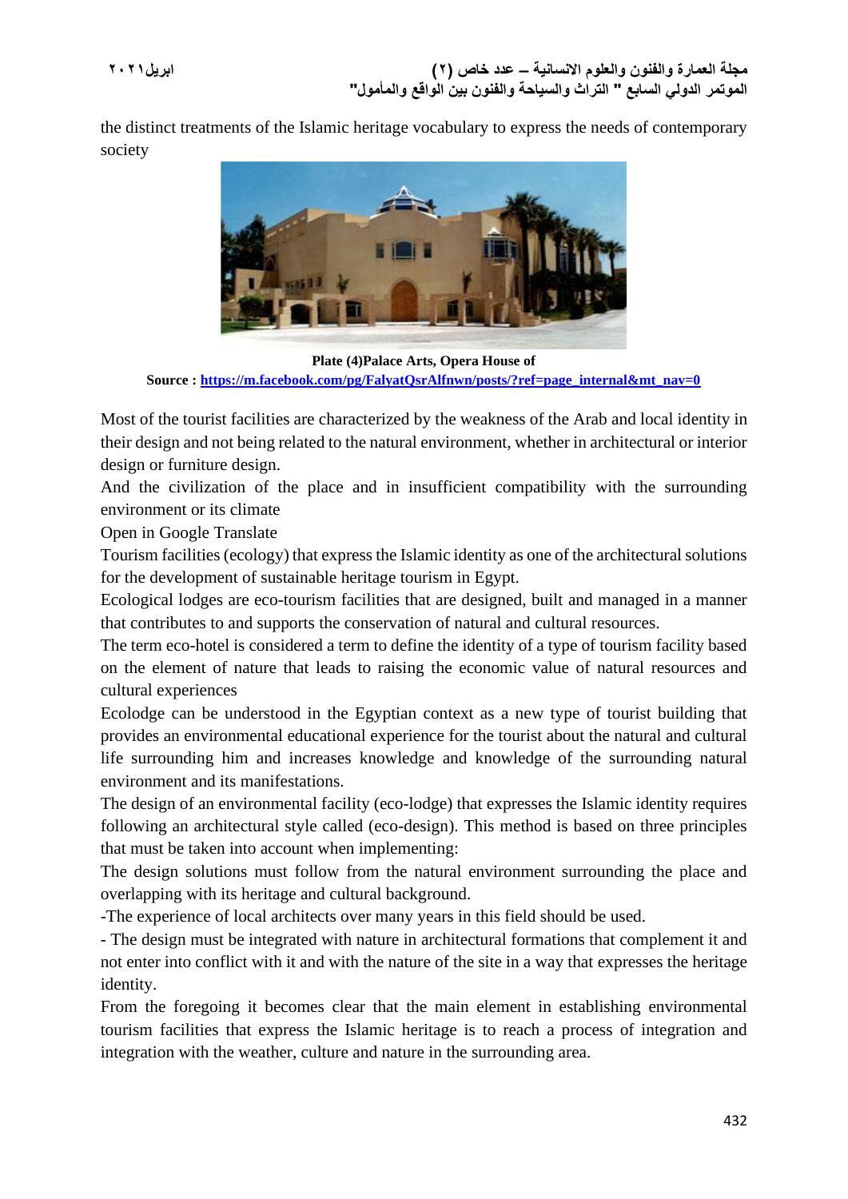the distinct treatments of the Islamic heritage vocabulary to express the needs of contemporary society

**Plate (4)Palace Arts, Opera House of**

**Source : https://m.facebook.com/pg/FalyatQsrAlfnwn/posts/?ref=page_internal&mt_nav=0**

Most of the tourist facilities are characterized by the weakness of the Arab and local identity in their design and not being related to the natural environment, whether in architectural or interior design or furniture design.

And the civilization of the place and in insufficient compatibility with the surrounding environment or its climate

Open in Google Translate

Tourism facilities (ecology) that express the Islamic identity as one of the architectural solutions for the development of sustainable heritage tourism in Egypt.

Ecological lodges are eco-tourism facilities that are designed, built and managed in a manner that contributes to and supports the conservation of natural and cultural resources.

The term eco-hotel is considered a term to define the identity of a type of tourism facility based on the element of nature that leads to raising the economic value of natural resources and cultural experiences

Ecolodge can be understood in the Egyptian context as a new type of tourist building that provides an environmental educational experience for the tourist about the natural and cultural life surrounding him and increases knowledge and knowledge of the surrounding natural environment and its manifestations.

The design of an environmental facility (eco-lodge) that expresses the Islamic identity requires following an architectural style called (eco-design). This method is based on three principles that must be taken into account when implementing:

The design solutions must follow from the natural environment surrounding the place and overlapping with its heritage and cultural background.

-The experience of local architects over many years in this field should be used.

- The design must be integrated with nature in architectural formations that complement it and not enter into conflict with it and with the nature of the site in a way that expresses the heritage identity.

From the foregoing it becomes clear that the main element in establishing environmental tourism facilities that express the Islamic heritage is to reach a process of integration and integration with the weather, culture and nature in the surrounding area.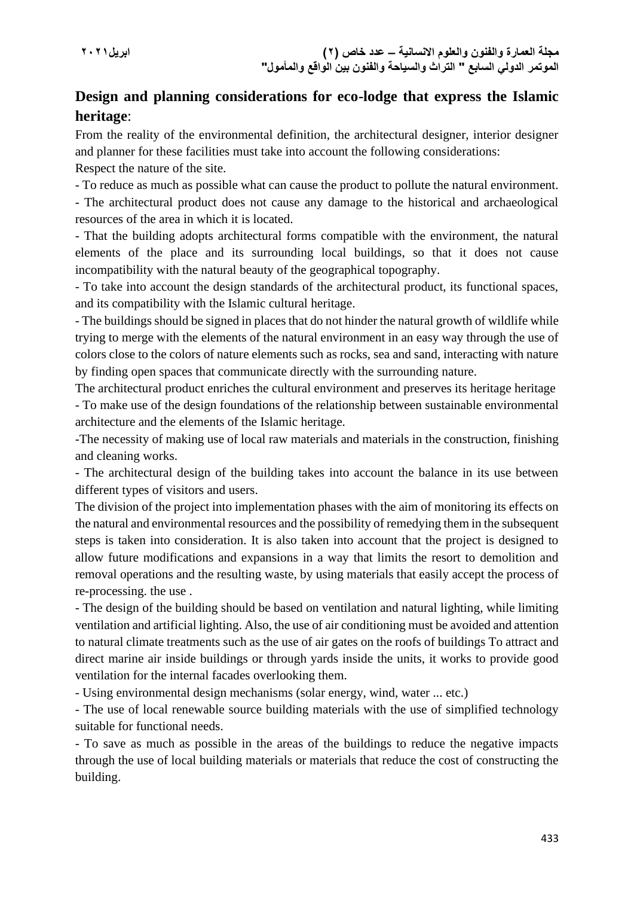## Design and planning considerations for eco-lodge that express the Islamic heritage:

From the reality of the environmental definition, the architectural designer, interior designer and planner for these facilities must take into account the following considerations:

Respect the nature of the site.

- To reduce as much as possible what can cause the product to pollute the natural environment.
- The architectural product does not cause any damage to the historical and archaeological resources of the area in which it is located.
- That the building adopts architectural forms compatible with the environment, the natural elements of the place and its surrounding local buildings, so that it does not cause incompatibility with the natural beauty of the geographical topography.
- To take into account the design standards of the architectural product, its functional spaces, and its compatibility with the Islamic cultural heritage.
- The buildings should be signed in places that do not hinder the natural growth of wildlife while trying to merge with the elements of the natural environment in an easy way through the use of colors close to the colors of nature elements such as rocks, sea and sand, interacting with nature by finding open spaces that communicate directly with the surrounding nature.

The architectural product enriches the cultural environment and preserves its heritage heritage

- To make use of the design foundations of the relationship between sustainable environmental architecture and the elements of the Islamic heritage.
- The necessity of making use of local raw materials and materials in the construction, finishing and cleaning works.
- The architectural design of the building takes into account the balance in its use between different types of visitors and users.

The division of the project into implementation phases with the aim of monitoring its effects on the natural and environmental resources and the possibility of remedying them in the subsequent steps is taken into consideration. It is also taken into account that the project is designed to allow future modifications and expansions in a way that limits the resort to demolition and removal operations and the resulting waste, by using materials that easily accept the process of re-processing. the use .

- The design of the building should be based on ventilation and natural lighting, while limiting ventilation and artificial lighting. Also, the use of air conditioning must be avoided and attention to natural climate treatments such as the use of air gates on the roofs of buildings To attract and direct marine air inside buildings or through yards inside the units, it works to provide good ventilation for the internal facades overlooking them.
- Using environmental design mechanisms (solar energy, wind, water ... etc.)
- The use of local renewable source building materials with the use of simplified technology suitable for functional needs.
- To save as much as possible in the areas of the buildings to reduce the negative impacts through the use of local building materials or materials that reduce the cost of constructing the building.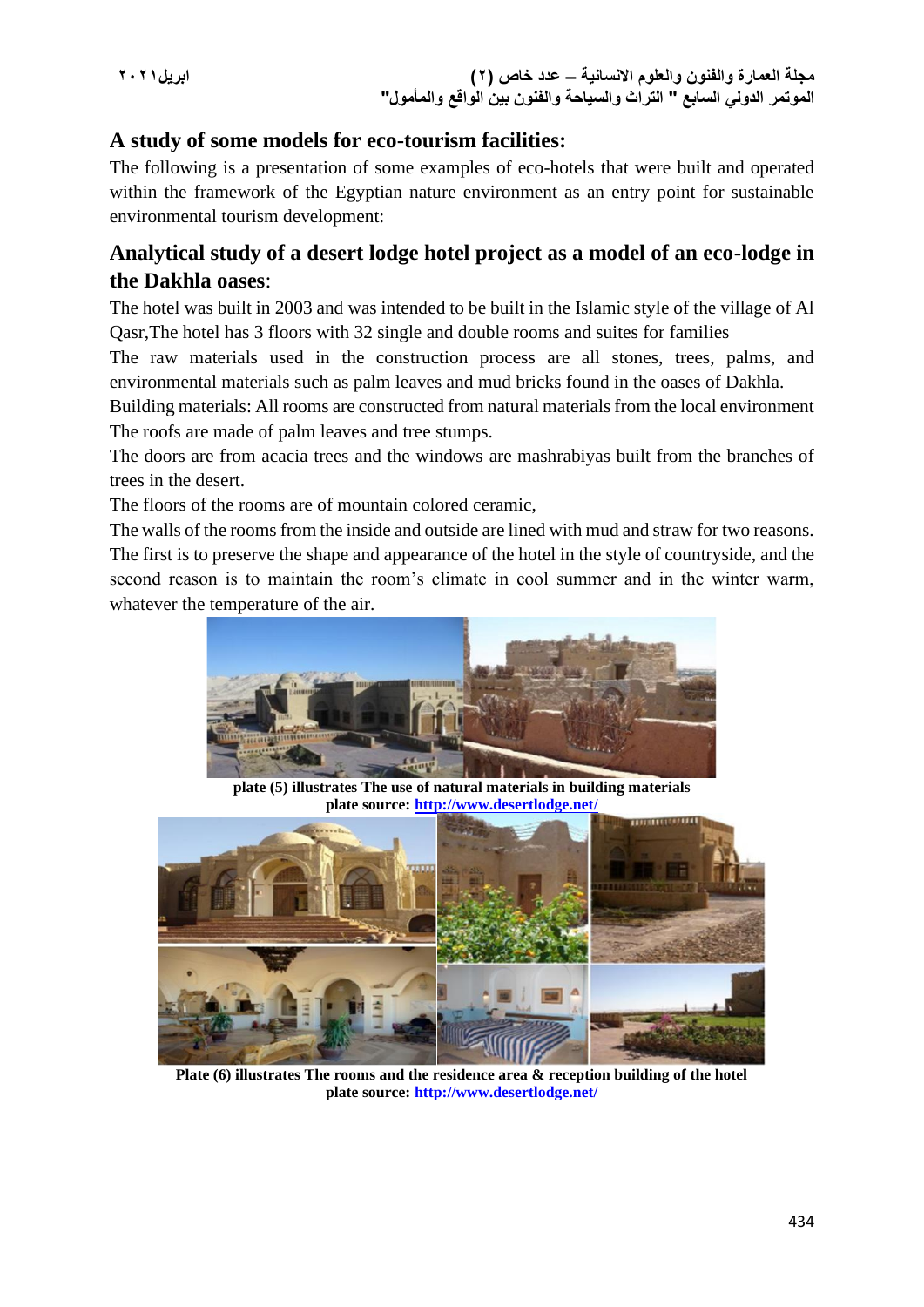## A study of some models for eco-tourism facilities:

The following is a presentation of some examples of eco-hotels that were built and operated within the framework of the Egyptian nature environment as an entry point for sustainable environmental tourism development:

## Analytical study of a desert lodge hotel project as a model of an eco-lodge in the Dakhla oases:

The hotel was built in 2003 and was intended to be built in the Islamic style of the village of Al Qasr,The hotel has 3 floors with 32 single and double rooms and suites for families

The raw materials used in the construction process are all stones, trees, palms, and environmental materials such as palm leaves and mud bricks found in the oases of Dakhla.

Building materials: All rooms are constructed from natural materials from the local environment

The roofs are made of palm leaves and tree stumps.

The doors are from acacia trees and the windows are mashrabiyas built from the branches of trees in the desert.

The floors of the rooms are of mountain colored ceramic,

The walls of the rooms from the inside and outside are lined with mud and straw for two reasons. The first is to preserve the shape and appearance of the hotel in the style of countryside, and the second reason is to maintain the room's climate in cool summer and in the winter warm, whatever the temperature of the air.

**plate (5) illustrates The use of natural materials in building materials**
**plate source: http://www.desertlodge.net/**

**Plate (6) illustrates The rooms and the residence area & reception building of the hotel**
**plate source: http://www.desertlodge.net/**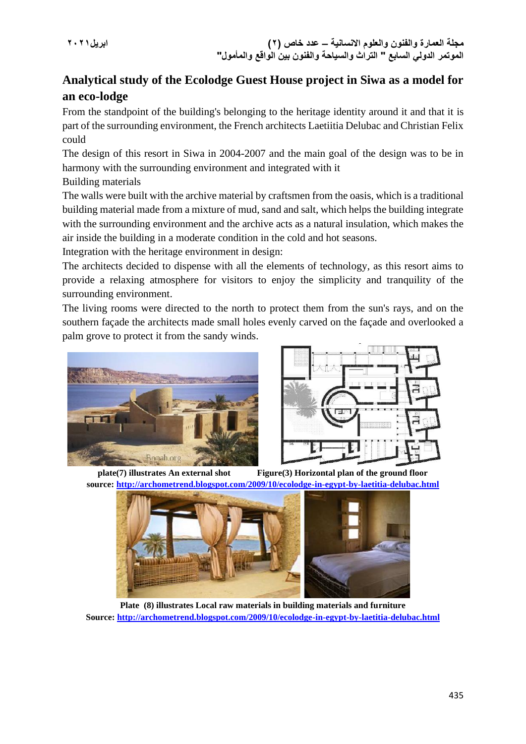## Analytical study of the Ecolodge Guest House project in Siwa as a model for an eco-lodge

From the standpoint of the building's belonging to the heritage identity around it and that it is part of the surrounding environment, the French architects Laetiitia Delubac and Christian Felix could

The design of this resort in Siwa in 2004-2007 and the main goal of the design was to be in harmony with the surrounding environment and integrated with it

Building materials

The walls were built with the archive material by craftsmen from the oasis, which is a traditional building material made from a mixture of mud, sand and salt, which helps the building integrate with the surrounding environment and the archive acts as a natural insulation, which makes the air inside the building in a moderate condition in the cold and hot seasons.

Integration with the heritage environment in design:

The architects decided to dispense with all the elements of technology, as this resort aims to provide a relaxing atmosphere for visitors to enjoy the simplicity and tranquility of the surrounding environment.

The living rooms were directed to the north to protect them from the sun's rays, and on the southern façade the architects made small holes evenly carved on the façade and overlooked a palm grove to protect it from the sandy winds.

**plate(7) illustrates An external shot** **Figure(3) Horizontal plan of the ground floor**

**source:** http://archometrend.blogspot.com/2009/10/ecolodge-in-egypt-by-laetitia-delubac.html

**Plate (8) illustrates Local raw materials in building materials and furniture**

**Source:** http://archometrend.blogspot.com/2009/10/ecolodge-in-egypt-by-laetitia-delubac.html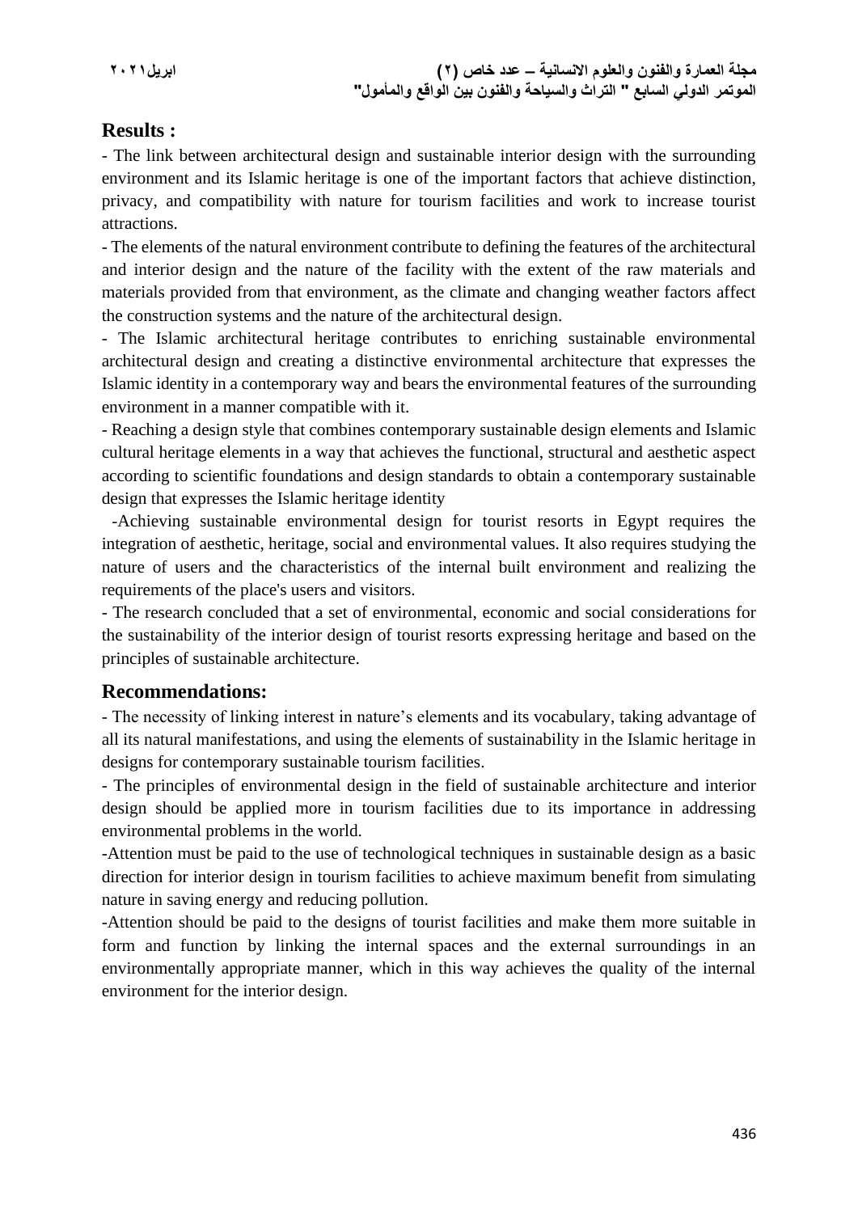## Results :

- The link between architectural design and sustainable interior design with the surrounding environment and its Islamic heritage is one of the important factors that achieve distinction, privacy, and compatibility with nature for tourism facilities and work to increase tourist attractions.

- The elements of the natural environment contribute to defining the features of the architectural and interior design and the nature of the facility with the extent of the raw materials and materials provided from that environment, as the climate and changing weather factors affect the construction systems and the nature of the architectural design.

- The Islamic architectural heritage contributes to enriching sustainable environmental architectural design and creating a distinctive environmental architecture that expresses the Islamic identity in a contemporary way and bears the environmental features of the surrounding environment in a manner compatible with it.

- Reaching a design style that combines contemporary sustainable design elements and Islamic cultural heritage elements in a way that achieves the functional, structural and aesthetic aspect according to scientific foundations and design standards to obtain a contemporary sustainable design that expresses the Islamic heritage identity

-Achieving sustainable environmental design for tourist resorts in Egypt requires the integration of aesthetic, heritage, social and environmental values. It also requires studying the nature of users and the characteristics of the internal built environment and realizing the requirements of the place's users and visitors.

- The research concluded that a set of environmental, economic and social considerations for the sustainability of the interior design of tourist resorts expressing heritage and based on the principles of sustainable architecture.

## Recommendations:

- The necessity of linking interest in nature's elements and its vocabulary, taking advantage of all its natural manifestations, and using the elements of sustainability in the Islamic heritage in designs for contemporary sustainable tourism facilities.

- The principles of environmental design in the field of sustainable architecture and interior design should be applied more in tourism facilities due to its importance in addressing environmental problems in the world.

-Attention must be paid to the use of technological techniques in sustainable design as a basic direction for interior design in tourism facilities to achieve maximum benefit from simulating nature in saving energy and reducing pollution.

-Attention should be paid to the designs of tourist facilities and make them more suitable in form and function by linking the internal spaces and the external surroundings in an environmentally appropriate manner, which in this way achieves the quality of the internal environment for the interior design.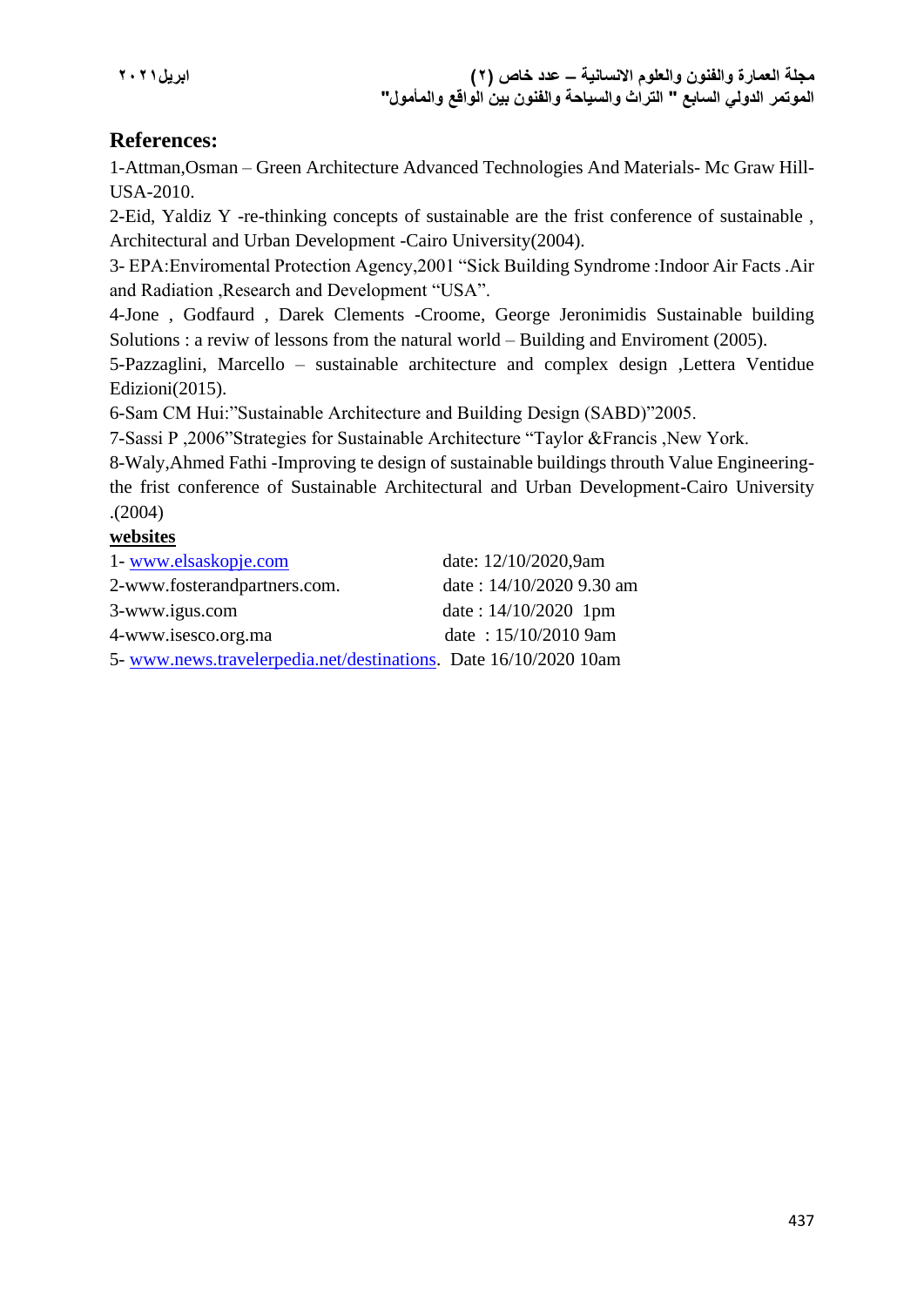## References:

1-Attman,Osman – Green Architecture Advanced Technologies And Materials- Mc Graw Hill-USA-2010.

2-Eid, Yaldiz Y -re-thinking concepts of sustainable are the frist conference of sustainable , Architectural and Urban Development -Cairo University(2004).

3- EPA:Enviromental Protection Agency,2001 "Sick Building Syndrome :Indoor Air Facts .Air and Radiation ,Research and Development "USA".

4-Jone , Godfaurd , Darek Clements -Croome, George Jeronimidis Sustainable building Solutions : a reviw of lessons from the natural world – Building and Enviroment (2005).

5-Pazzaglini, Marcello – sustainable architecture and complex design ,Lettera Ventidue Edizioni(2015).

6-Sam CM Hui:"Sustainable Architecture and Building Design (SABD)"2005.

7-Sassi P ,2006"Strategies for Sustainable Architecture "Taylor &Francis ,New York.

8-Waly,Ahmed Fathi -Improving te design of sustainable buildings throuth Value Engineering-the frist conference of Sustainable Architectural and Urban Development-Cairo University .(2004)

**websites**

1- www.elsaskopje.com date: 12/10/2020,9am

2-www.fosterandpartners.com. date : 14/10/2020 9.30 am

3-www.igus.com date : 14/10/2020 1pm

4-www.isesco.org.ma date : 15/10/2010 9am

5- www.news.travelerpedia.net/destinations. Date 16/10/2020 10am